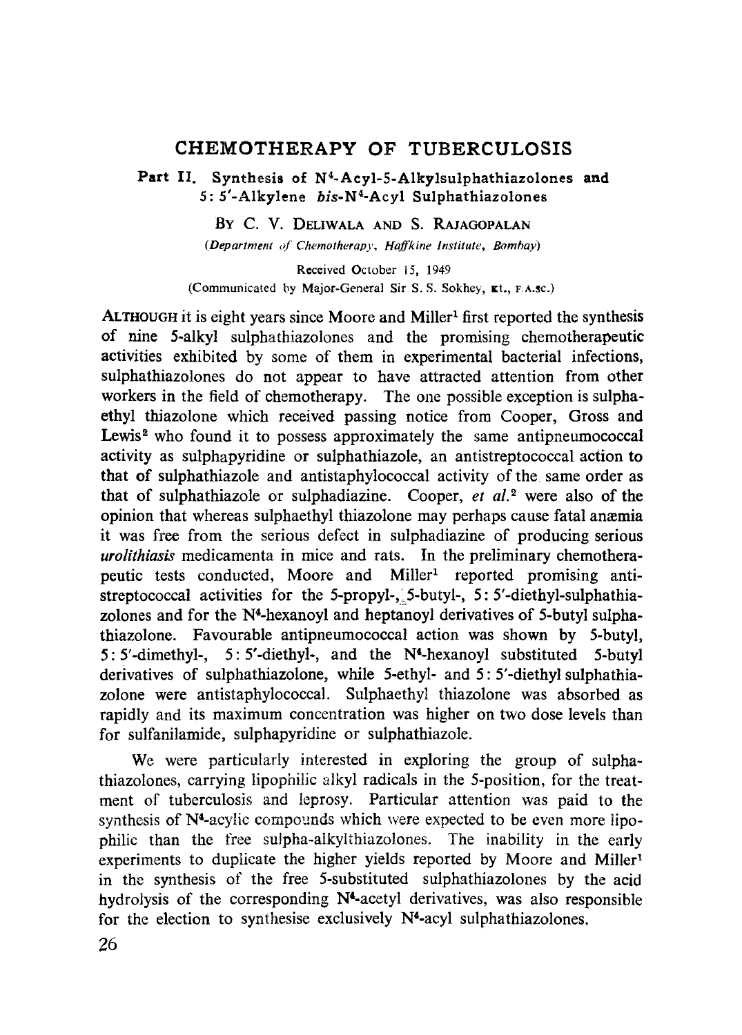# CHEMOTHERAPY OF TUBERCULOSIS

## Part II. Synthesis of N[4]-Acyl-5-Alkylsulphathiazolones and 5: 5′-Alkylene *bis*-N[4]-Acyl Sulphathiazolones

By C. V. Deliwala and S. Rajagopalan

*(Department of Chemotherapy, Haffkine Institute, Bombay)*

Received October 15, 1949

(Communicated by Major-General Sir S. S. Sokhey, Kt., F.A.Sc.)

Although it is eight years since Moore and Miller[1] first reported the synthesis of nine 5-alkyl sulphathiazolones and the promising chemotherapeutic activities exhibited by some of them in experimental bacterial infections, sulphathiazolones do not appear to have attracted attention from other workers in the field of chemotherapy. The one possible exception is sulphaethyl thiazolone which received passing notice from Cooper, Gross and Lewis[2] who found it to possess approximately the same antipneumococcal activity as sulphapyridine or sulphathiazole, an antistreptococcal action to that of sulphathiazole and antistaphylococcal activity of the same order as that of sulphathiazole or sulphadiazine. Cooper, *et al.*[2] were also of the opinion that whereas sulphaethyl thiazolone may perhaps cause fatal anæmia it was free from the serious defect in sulphadiazine of producing serious *urolithiasis* medicamenta in mice and rats. In the preliminary chemotherapeutic tests conducted, Moore and Miller[1] reported promising antistreptococcal activities for the 5-propyl-, 5-butyl-, 5: 5′-diethyl-sulphathiazolones and for the N[4]-hexanoyl and heptanoyl derivatives of 5-butyl sulphathiazolone. Favourable antipneumococcal action was shown by 5-butyl, 5: 5′-dimethyl-, 5: 5′-diethyl-, and the N[4]-hexanoyl substituted 5-butyl derivatives of sulphathiazolone, while 5-ethyl- and 5: 5′-diethyl sulphathiazolone were antistaphylococcal. Sulphaethyl thiazolone was absorbed as rapidly and its maximum concentration was higher on two dose levels than for sulfanilamide, sulphapyridine or sulphathiazole.

We were particularly interested in exploring the group of sulphathiazolones, carrying lipophilic alkyl radicals in the 5-position, for the treatment of tuberculosis and leprosy. Particular attention was paid to the synthesis of N[4]-acylic compounds which were expected to be even more lipophilic than the free sulpha-alkylthiazolones. The inability in the early experiments to duplicate the higher yields reported by Moore and Miller[1] in the synthesis of the free 5-substituted sulphathiazolones by the acid hydrolysis of the corresponding N[4]-acetyl derivatives, was also responsible for the election to synthesise exclusively N[4]-acyl sulphathiazolones.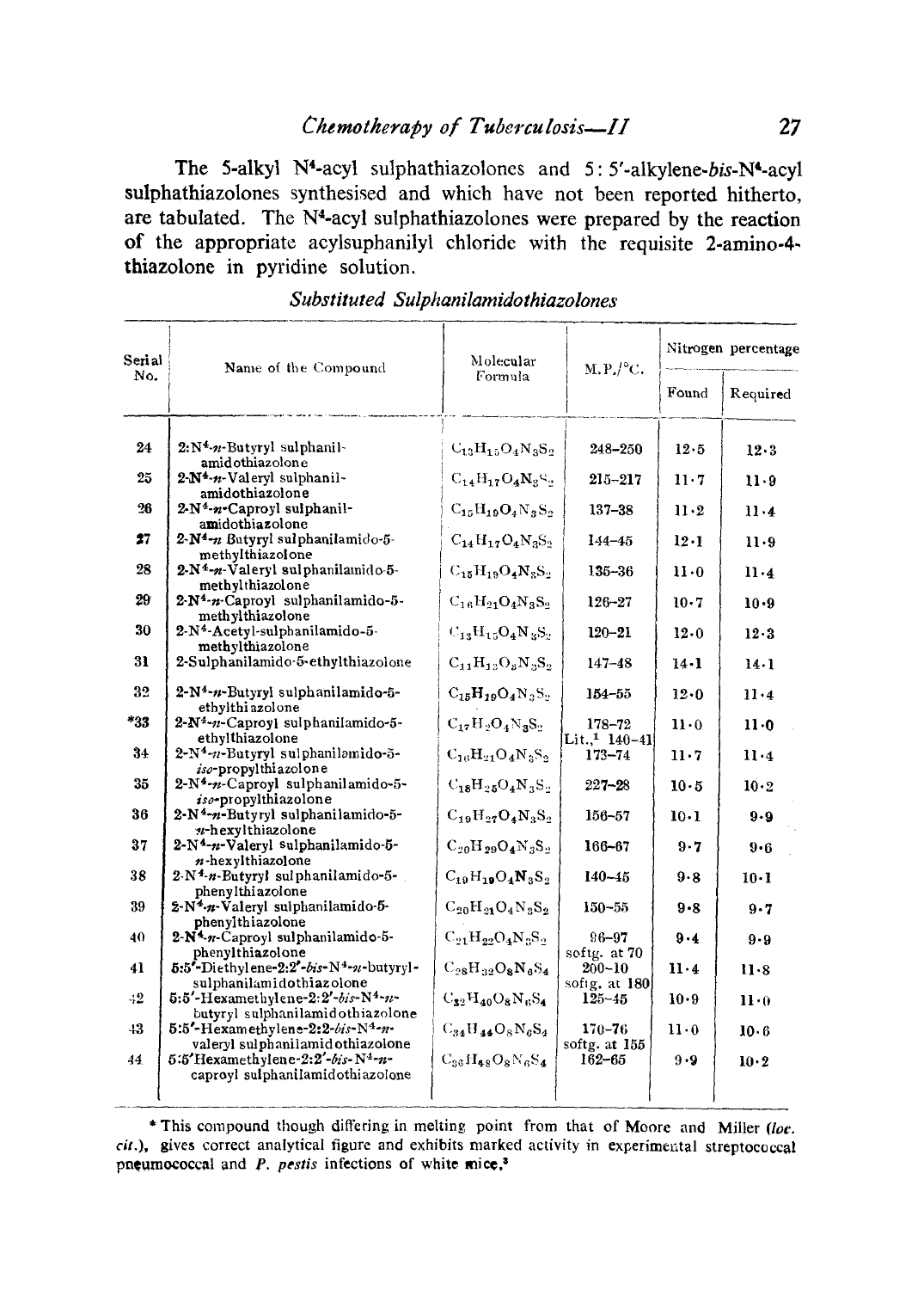The 5-alkyl N⁴-acyl sulphathiazolones and 5:5′-alkylene-*bis*-N⁴-acyl sulphathiazolones synthesised and which have not been reported hitherto, are tabulated. The N⁴-acyl sulphathiazolones were prepared by the reaction of the appropriate acylsuphanilyl chloride with the requisite 2-amino-4-thiazolone in pyridine solution.

### *Substituted Sulphanilamidothiazolones*

| Serial No. | Name of the Compound | Molecular Formula | M.P./°C. | Nitrogen percentage | |
|---|---|---|---|---|---|
| | | | | Found | Required |
| 24 | 2:N⁴-*n*-Butyryl sulphanilamidothiazolone | $C_{13}H_{15}O_4N_3S_2$ | 248–250 | 12·5 | 12·3 |
| 25 | 2-N⁴-*n*-Valeryl sulphanilamidothiazolone | $C_{14}H_{17}O_4N_3S_2$ | 215–217 | 11·7 | 11·9 |
| 26 | 2-N⁴-*n*-Caproyl sulphanilamidothiazolone | $C_{15}H_{19}O_4N_3S_2$ | 137–38 | 11·2 | 11·4 |
| 27 | 2-N⁴-*n* Butyryl sulphanilamido-5-methylthiazolone | $C_{14}H_{17}O_4N_3S_2$ | 144–45 | 12·1 | 11·9 |
| 28 | 2-N⁴-*n*-Valeryl sulphanilamido-5-methylthiazolone | $C_{15}H_{19}O_4N_3S_2$ | 135–36 | 11·0 | 11·4 |
| 29 | 2-N⁴-*n*-Caproyl sulphanilamido-5-methylthiazolone | $C_{16}H_{21}O_4N_3S_2$ | 126–27 | 10·7 | 10·9 |
| 30 | 2-N⁴-Acetyl-sulphanilamido-5-methylthiazolone | $C_{13}H_{15}O_4N_3S_2$ | 120–21 | 12·0 | 12·3 |
| 31 | 2-Sulphanilamido-5-ethylthiazolone | $C_{11}H_{13}O_3N_3S_2$ | 147–48 | 14·1 | 14·1 |
| 32 | 2-N⁴-*n*-Butyryl sulphanilamido-5-ethylthiazolone | $C_{15}H_{19}O_4N_3S_2$ | 154–55 | 12·0 | 11·4 |
| *33 | 2-N⁴-*n*-Caproyl sulphanilamido-5-ethylthiazolone | $C_{17}H_{?}O_4N_3S_2$ | 178–72 Lit.,[1] 140–41 | 11·0 | 11·0 |
| 34 | 2-N⁴-*n*-Butyryl sulphanilamido-5-*iso*-propylthiazolone | $C_{16}H_{21}O_4N_3S_2$ | 173–74 | 11·7 | 11·4 |
| 35 | 2-N⁴-*n*-Caproyl sulphanilamido-5-*iso*-propylthiazolone | $C_{18}H_{25}O_4N_3S_2$ | 227–28 | 10·5 | 10·2 |
| 36 | 2-N⁴-*n*-Butyryl sulphanilamido-5-*n*-hexylthiazolone | $C_{19}H_{27}O_4N_3S_2$ | 156–57 | 10·1 | 9·9 |
| 37 | 2-N⁴-*n*-Valeryl sulphanilamido-5-*n*-hexylthiazolone | $C_{20}H_{29}O_4N_3S_2$ | 166–67 | 9·7 | 9·6 |
| 38 | 2-N⁴-*n*-Butyryl sulphanilamido-5-phenylthiazolone | $C_{19}H_{19}O_4N_3S_2$ | 140–45 | 9·8 | 10·1 |
| 39 | 2-N⁴-*n*-Valeryl sulphanilamido-5-phenylthiazolone | $C_{20}H_{21}O_4N_3S_2$ | 150–55 | 9·8 | 9·7 |
| 40 | 2-N⁴-*n*-Caproyl sulphanilamido-5-phenylthiazolone | $C_{21}H_{22}O_4N_3S_2$ | 96–97 softg. at 70 | 9·4 | 9·9 |
| 41 | 5:5′-Diethylene-2:2′-*bis*-N⁴-*n*-butyryl-sulphanilamidothiazolone | $C_{28}H_{32}O_8N_6S_4$ | 200–10 softg. at 180 | 11·4 | 11·8 |
| 42 | 5:5′-Hexamethylene-2:2′-*bis*-N⁴-*n*-butyryl sulphanilamidothiazolone | $C_{32}H_{40}O_8N_6S_4$ | 125–45 | 10·9 | 11·0 |
| 43 | 5:5′-Hexamethylene-2:2-*bis*-N⁴-*n*-valeryl sulphanilamidothiazolone | $C_{34}H_{44}O_8N_6S_4$ | 170–76 softg. at 155 | 11·0 | 10·6 |
| 44 | 5:5′Hexamethylene-2:2′-*bis*-N⁴-*n*-caproyl sulphanilamidothiazolone | $C_{36}H_{48}O_8N_6S_4$ | 162–65 | 9·9 | 10·2 |

\* This compound though differing in melting point from that of Moore and Miller (*loc. cit.*), gives correct analytical figure and exhibits marked activity in experimental streptococcal pneumococcal and *P. pestis* infections of white mice.[3]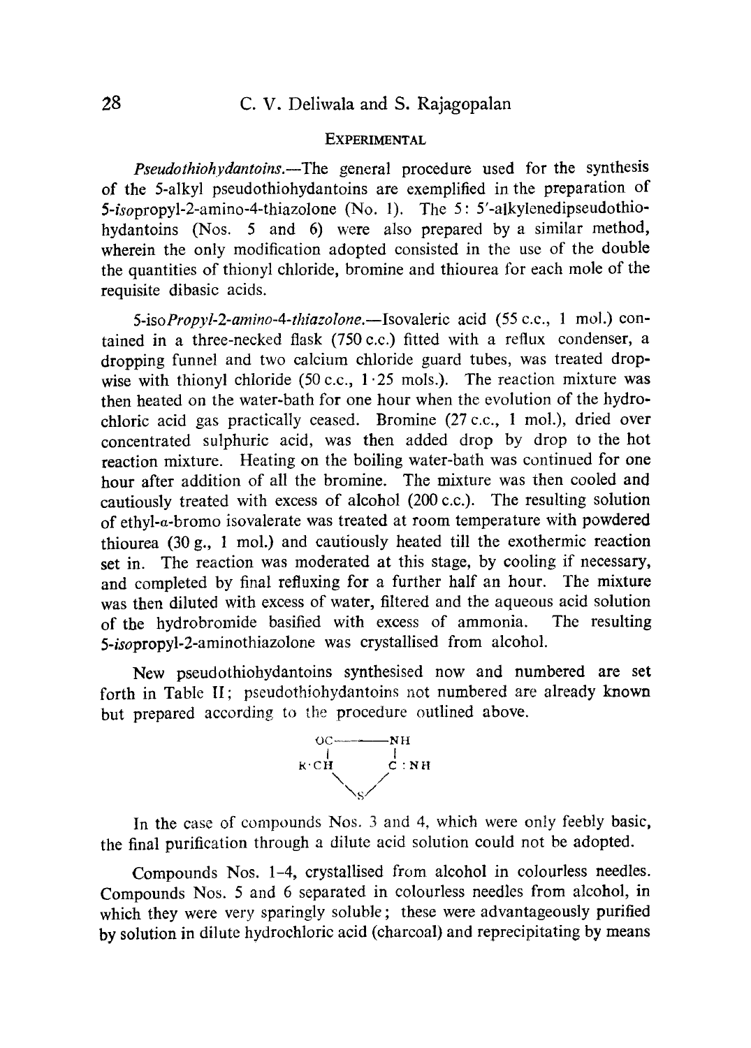## Experimental

*Pseudothiohydantoins.*—The general procedure used for the synthesis of the 5-alkyl pseudothiohydantoins are exemplified in the preparation of 5-*iso*propyl-2-amino-4-thiazolone (No. 1). The 5: 5′-alkylenedipseudothiohydantoins (Nos. 5 and 6) were also prepared by a similar method, wherein the only modification adopted consisted in the use of the double the quantities of thionyl chloride, bromine and thiourea for each mole of the requisite dibasic acids.

5-*isoPropyl-2-amino-4-thiazolone.*—Isovaleric acid (55 c.c., 1 mol.) contained in a three-necked flask (750 c.c.) fitted with a reflux condenser, a dropping funnel and two calcium chloride guard tubes, was treated dropwise with thionyl chloride (50 c.c., 1·25 mols.). The reaction mixture was then heated on the water-bath for one hour when the evolution of the hydrochloric acid gas practically ceased. Bromine (27 c.c., 1 mol.), dried over concentrated sulphuric acid, was then added drop by drop to the hot reaction mixture. Heating on the boiling water-bath was continued for one hour after addition of all the bromine. The mixture was then cooled and cautiously treated with excess of alcohol (200 c.c.). The resulting solution of ethyl-$\alpha$-bromo isovalerate was treated at room temperature with powdered thiourea (30 g., 1 mol.) and cautiously heated till the exothermic reaction set in. The reaction was moderated at this stage, by cooling if necessary, and completed by final refluxing for a further half an hour. The mixture was then diluted with excess of water, filtered and the aqueous acid solution of the hydrobromide basified with excess of ammonia. The resulting 5-*iso*propyl-2-aminothiazolone was crystallised from alcohol.

New pseudothiohydantoins synthesised now and numbered are set forth in Table II; pseudothiohydantoins not numbered are already known but prepared according to the procedure outlined above.

```
OC———NH
 |     |
R·CH   C:NH
   \  /
    S
```

In the case of compounds Nos. 3 and 4, which were only feebly basic, the final purification through a dilute acid solution could not be adopted.

Compounds Nos. 1–4, crystallised from alcohol in colourless needles. Compounds Nos. 5 and 6 separated in colourless needles from alcohol, in which they were very sparingly soluble; these were advantageously purified by solution in dilute hydrochloric acid (charcoal) and reprecipitating by means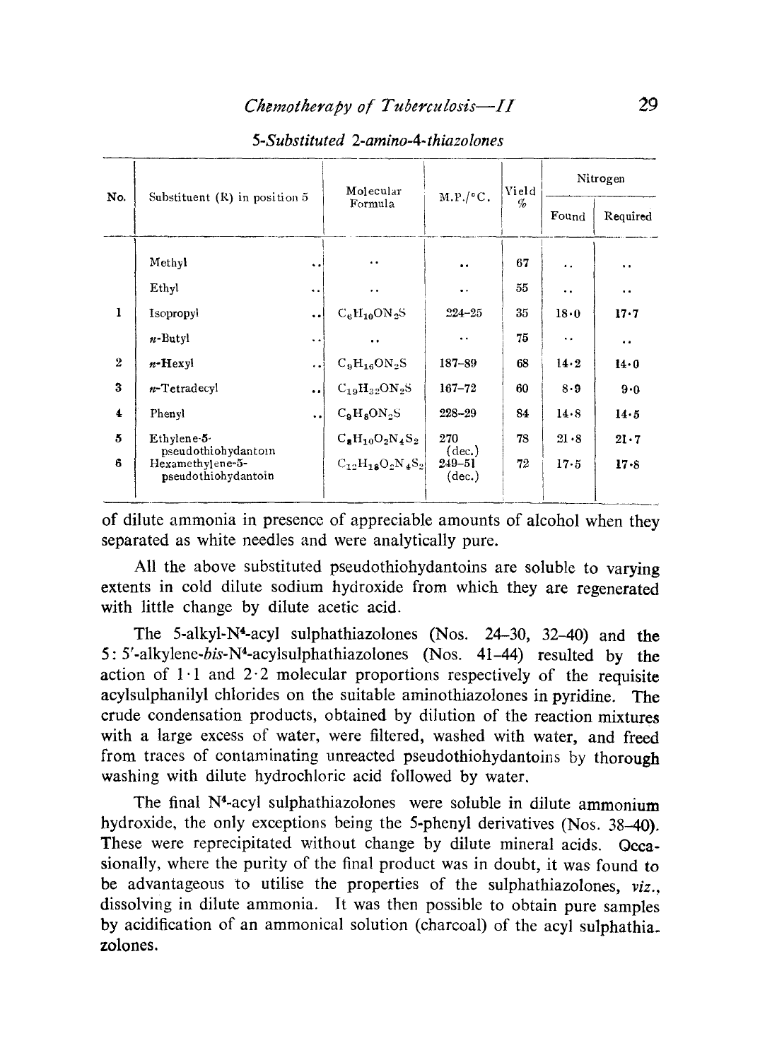*5-Substituted 2-amino-4-thiazolones*

| No. | Substituent (R) in position 5 | Molecular Formula | M.P./°C. | Yield % | Nitrogen | |
|---|---|---|---|---|---|---|
| | | | | | Found | Required |
| | Methyl | .. | .. | 67 | .. | .. |
| | Ethyl | .. | .. | 55 | .. | .. |
| 1 | Isopropyl | $C_6H_{10}ON_2S$ | 224–25 | 35 | 18·0 | 17·7 |
| | *n*-Butyl | .. | .. | 75 | .. | .. |
| 2 | *n*-Hexyl | $C_9H_{16}ON_2S$ | 187–89 | 68 | 14·2 | 14·0 |
| 3 | *n*-Tetradecyl | $C_{19}H_{32}ON_2S$ | 167–72 | 60 | 8·9 | 9·0 |
| 4 | Phenyl | $C_9H_8ON_2S$ | 228–29 | 84 | 14·8 | 14·5 |
| 5 | Ethylene-5-pseudothiohydantoin | $C_8H_{10}O_2N_4S_2$ | 270 (dec.) | 78 | 21·8 | 21·7 |
| 6 | Hexamethylene-5-pseudothiohydantoin | $C_{12}H_{18}O_2N_4S_2$ | 249–51 (dec.) | 72 | 17·5 | 17·8 |

of dilute ammonia in presence of appreciable amounts of alcohol when they separated as white needles and were analytically pure.

All the above substituted pseudothiohydantoins are soluble to varying extents in cold dilute sodium hydroxide from which they are regenerated with little change by dilute acetic acid.

The 5-alkyl-N[4]-acyl sulphathiazolones (Nos. 24–30, 32–40) and the 5: 5′-alkylene-*bis*-N[4]-acylsulphathiazolones (Nos. 41–44) resulted by the action of 1·1 and 2·2 molecular proportions respectively of the requisite acylsulphanilyl chlorides on the suitable aminothiazolones in pyridine. The crude condensation products, obtained by dilution of the reaction mixtures with a large excess of water, were filtered, washed with water, and freed from traces of contaminating unreacted pseudothiohydantoins by thorough washing with dilute hydrochloric acid followed by water.

The final N[4]-acyl sulphathiazolones were soluble in dilute ammonium hydroxide, the only exceptions being the 5-phenyl derivatives (Nos. 38–40). These were reprecipitated without change by dilute mineral acids. Occasionally, where the purity of the final product was in doubt, it was found to be advantageous to utilise the properties of the sulphathiazolones, *viz.*, dissolving in dilute ammonia. It was then possible to obtain pure samples by acidification of an ammonical solution (charcoal) of the acyl sulphathiazolones.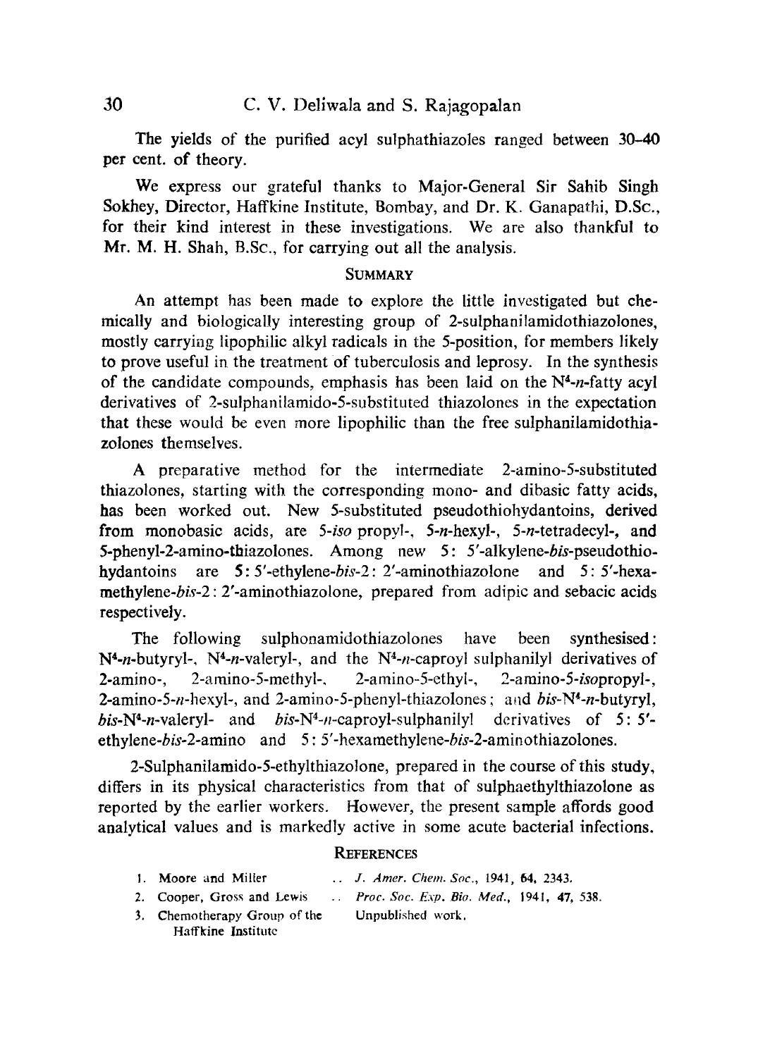The yields of the purified acyl sulphathiazoles ranged between 30–40 per cent. of theory.

We express our grateful thanks to Major-General Sir Sahib Singh Sokhey, Director, Haffkine Institute, Bombay, and Dr. K. Ganapathi, D.Sc., for their kind interest in these investigations. We are also thankful to Mr. M. H. Shah, B.Sc., for carrying out all the analysis.

## SUMMARY

An attempt has been made to explore the little investigated but chemically and biologically interesting group of 2-sulphanilamidothiazolones, mostly carrying lipophilic alkyl radicals in the 5-position, for members likely to prove useful in the treatment of tuberculosis and leprosy. In the synthesis of the candidate compounds, emphasis has been laid on the $N^4$-*n*-fatty acyl derivatives of 2-sulphanilamido-5-substituted thiazolones in the expectation that these would be even more lipophilic than the free sulphanilamidothiazolones themselves.

A preparative method for the intermediate 2-amino-5-substituted thiazolones, starting with the corresponding mono- and dibasic fatty acids, has been worked out. New 5-substituted pseudothiohydantoins, derived from monobasic acids, are 5-*iso* propyl-, 5-*n*-hexyl-, 5-*n*-tetradecyl-, and 5-phenyl-2-amino-thiazolones. Among new 5: 5′-alkylene-*bis*-pseudothiohydantoins are 5: 5′-ethylene-*bis*-2: 2′-aminothiazolone and 5: 5′-hexamethylene-*bis*-2: 2′-aminothiazolone, prepared from adipic and sebacic acids respectively.

The following sulphonamidothiazolones have been synthesised: $N^4$-*n*-butyryl-, $N^4$-*n*-valeryl-, and the $N^4$-*n*-caproyl sulphanilyl derivatives of 2-amino-, 2-amino-5-methyl-, 2-amino-5-ethyl-, 2-amino-5-*iso*propyl-, 2-amino-5-*n*-hexyl-, and 2-amino-5-phenyl-thiazolones; and *bis*-$N^4$-*n*-butyryl, *bis*-$N^4$-*n*-valeryl- and *bis*-$N^4$-*n*-caproyl-sulphanilyl derivatives of 5: 5′-ethylene-*bis*-2-amino and 5: 5′-hexamethylene-*bis*-2-aminothiazolones.

2-Sulphanilamido-5-ethylthiazolone, prepared in the course of this study, differs in its physical characteristics from that of sulphaethylthiazolone as reported by the earlier workers. However, the present sample affords good analytical values and is markedly active in some acute bacterial infections.

## REFERENCES

1. Moore and Miller .. *J. Amer. Chem. Soc.*, 1941, **64**, 2343.
2. Cooper, Gross and Lewis .. *Proc. Soc. Exp. Bio. Med.*, 1941, **47**, 538.
3. Chemotherapy Group of the Haffkine Institute — Unpublished work.